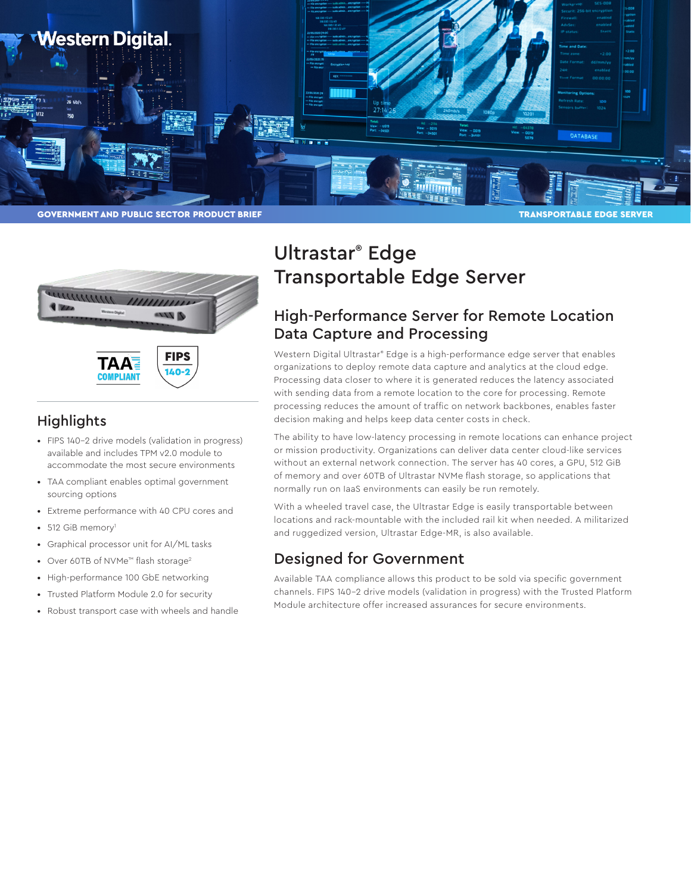GOVERNMENT AND PUBLIC SECTOR PRODUCT BRIEF

TRANSPORTABLE EDGE SERVER

# Ultrastar® Edge Transportable Edge Server

## High-Performance Server for Remote Location Data Capture and Processing

Western Digital Ultrastar® Edge is a high-performance edge server that enables organizations to deploy remote data capture and analytics at the cloud edge. Processing data closer to where it is generated reduces the latency associated with sending data from a remote location to the core for processing. Remote processing reduces the amount of traffic on network backbones, enables faster decision making and helps keep data center costs in check.

The ability to have low-latency processing in remote locations can enhance project or mission productivity. Organizations can deliver data center cloud-like services without an external network connection. The server has 40 cores, a GPU, 512 GiB of memory and over 60TB of Ultrastar NVMe flash storage, so applications that normally run on IaaS environments can easily be run remotely.

With a wheeled travel case, the Ultrastar Edge is easily transportable between locations and rack-mountable with the included rail kit when needed. A militarized and ruggedized version, Ultrastar Edge-MR, is also available.

## Designed for Government

Available TAA compliance allows this product to be sold via specific government channels. FIPS 140-2 drive models (validation in progress) with the Trusted Platform Module architecture offer increased assurances for secure environments.

TAA COMPLIANT

FIPS 140-2

## Highlights

- FIPS 140-2 drive models (validation in progress) available and includes TPM v2.0 module to accommodate the most secure environments
- TAA compliant enables optimal government sourcing options
- Extreme performance with 40 CPU cores and
- 512 GiB memory[1]
- Graphical processor unit for AI/ML tasks
- Over 60TB of NVMe™ flash storage[2]
- High-performance 100 GbE networking
- Trusted Platform Module 2.0 for security
- Robust transport case with wheels and handle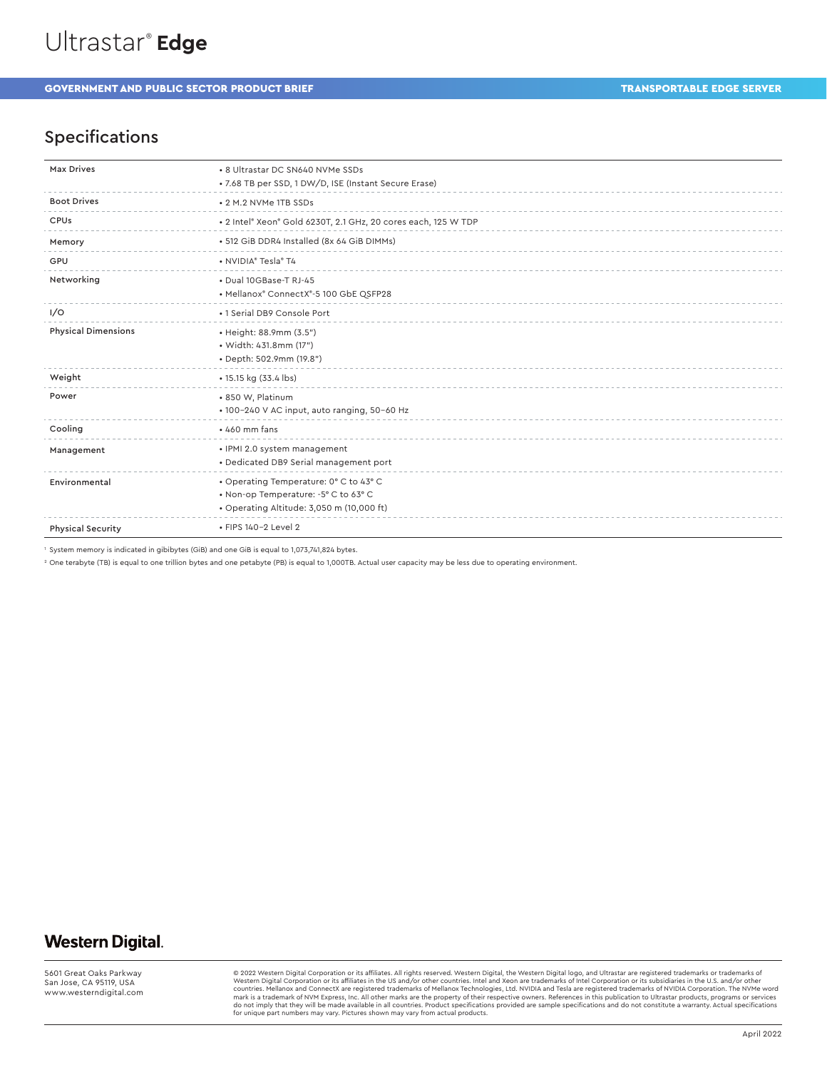# Ultrastar® Edge

GOVERNMENT AND PUBLIC SECTOR PRODUCT BRIEF — TRANSPORTABLE EDGE SERVER

## Specifications

| | |
|---|---|
| Max Drives | • 8 Ultrastar DC SN640 NVMe SSDs<br>• 7.68 TB per SSD, 1 DW/D, ISE (Instant Secure Erase) |
| Boot Drives | • 2 M.2 NVMe 1TB SSDs |
| CPUs | • 2 Intel® Xeon® Gold 6230T, 2.1 GHz, 20 cores each, 125 W TDP |
| Memory | • 512 GiB DDR4 Installed (8x 64 GiB DIMMs) |
| GPU | • NVIDIA® Tesla® T4 |
| Networking | • Dual 10GBase-T RJ-45<br>• Mellanox® ConnectX®-5 100 GbE QSFP28 |
| I/O | • 1 Serial DB9 Console Port |
| Physical Dimensions | • Height: 88.9mm (3.5")<br>• Width: 431.8mm (17")<br>• Depth: 502.9mm (19.8") |
| Weight | • 15.15 kg (33.4 lbs) |
| Power | • 850 W, Platinum<br>• 100–240 V AC input, auto ranging, 50–60 Hz |
| Cooling | • 4 60 mm fans |
| Management | • IPMI 2.0 system management<br>• Dedicated DB9 Serial management port |
| Environmental | • Operating Temperature: 0° C to 43° C<br>• Non-op Temperature: -5° C to 63° C<br>• Operating Altitude: 3,050 m (10,000 ft) |
| Physical Security | • FIPS 140-2 Level 2 |

[1] System memory is indicated in gibibytes (GiB) and one GiB is equal to 1,073,741,824 bytes.

[2] One terabyte (TB) is equal to one trillion bytes and one petabyte (PB) is equal to 1,000TB. Actual user capacity may be less due to operating environment.

**Western Digital.**

5601 Great Oaks Parkway
San Jose, CA 95119, USA
www.westerndigital.com

© 2022 Western Digital Corporation or its affiliates. All rights reserved. Western Digital, the Western Digital logo, and Ultrastar are registered trademarks or trademarks of Western Digital Corporation or its affiliates in the US and/or other countries. Intel and Xeon are trademarks of Intel Corporation or its subsidiaries in the U.S. and/or other countries. Mellanox and ConnectX are registered trademarks of Mellanox Technologies, Ltd. NVIDIA and Tesla are registered trademarks of NVIDIA Corporation. The NVMe word mark is a trademark of NVM Express, Inc. All other marks are the property of their respective owners. References in this publication to Ultrastar products, programs or services do not imply that they will be made available in all countries. Product specifications provided are sample specifications and do not constitute a warranty. Actual specifications for unique part numbers may vary. Pictures shown may vary from actual products.

April 2022